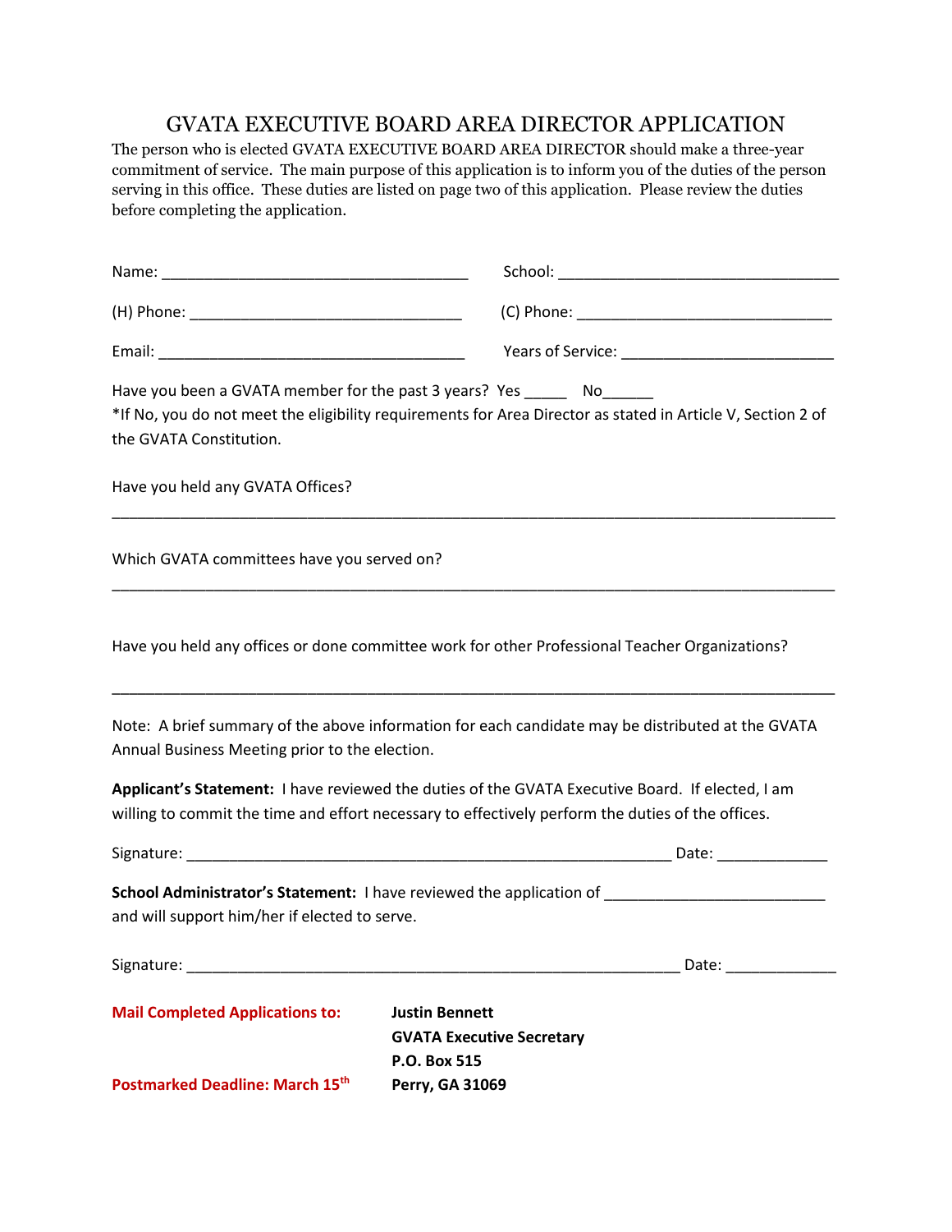# GVATA EXECUTIVE BOARD AREA DIRECTOR APPLICATION

The person who is elected GVATA EXECUTIVE BOARD AREA DIRECTOR should make a three-year commitment of service. The main purpose of this application is to inform you of the duties of the person serving in this office. These duties are listed on page two of this application. Please review the duties before completing the application.

Name: ____________________________________ School: ________________________________

(H) Phone: ________________________________ (C) Phone: _____________________________

Email: ____________________________________ Years of Service: ________________________

Have you been a GVATA member for the past 3 years? Yes _____ No______

*If No, you do not meet the eligibility requirements for Area Director as stated in Article V, Section 2 of the GVATA Constitution.

Have you held any GVATA Offices?

_____________________________________________________________________________________

Which GVATA committees have you served on?

_____________________________________________________________________________________

Have you held any offices or done committee work for other Professional Teacher Organizations?

_____________________________________________________________________________________

Note: A brief summary of the above information for each candidate may be distributed at the GVATA Annual Business Meeting prior to the election.

**Applicant's Statement:** I have reviewed the duties of the GVATA Executive Board. If elected, I am willing to commit the time and effort necessary to effectively perform the duties of the offices.

Signature: __________________________________________________________ Date: _____________

**School Administrator's Statement:** I have reviewed the application of __________________________ and will support him/her if elected to serve.

Signature: ___________________________________________________________ Date: _____________

**Mail Completed Applications to:**

**Justin Bennett**
**GVATA Executive Secretary**
**P.O. Box 515**
**Perry, GA 31069**

**Postmarked Deadline: March 15th**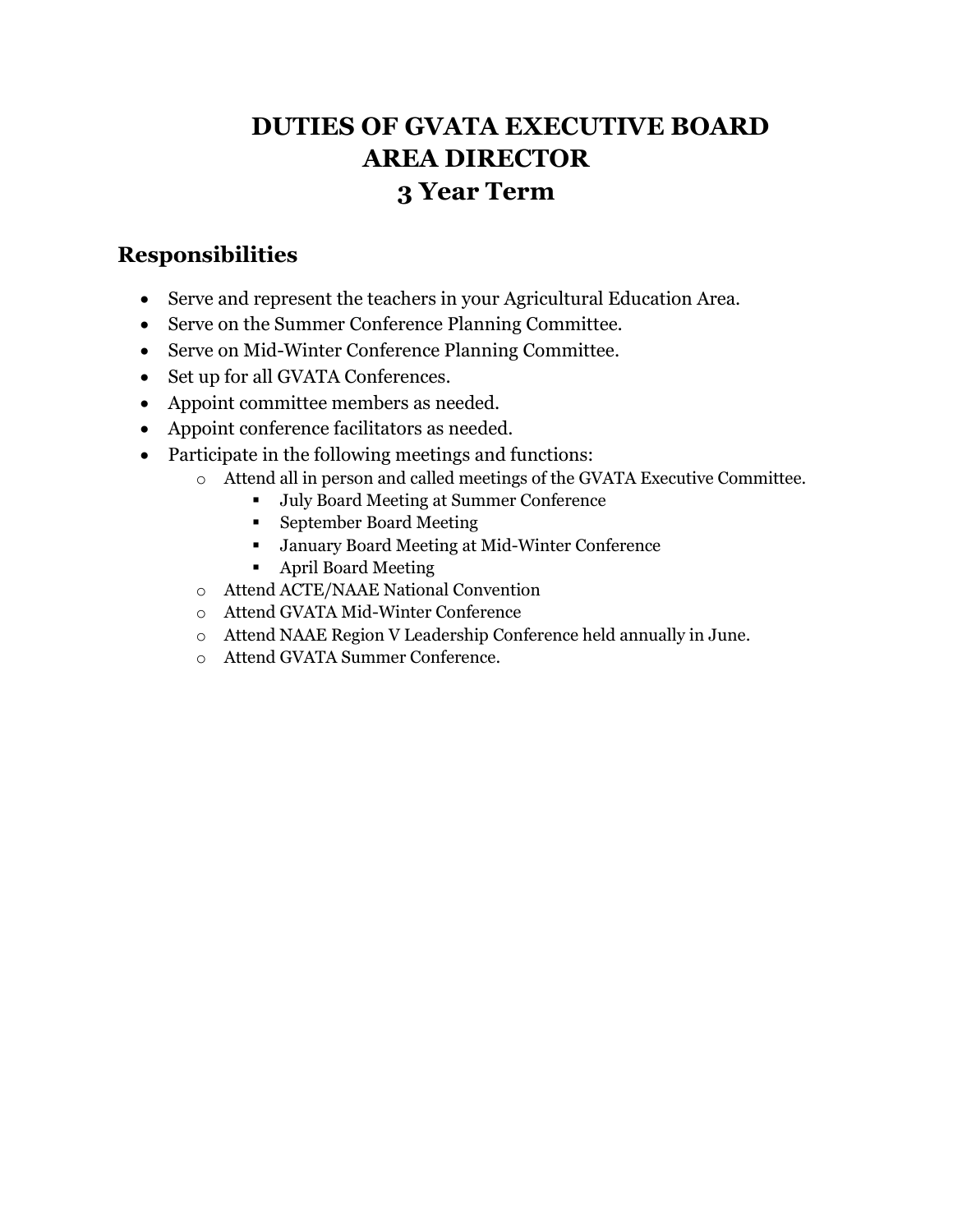# DUTIES OF GVATA EXECUTIVE BOARD
# AREA DIRECTOR
# 3 Year Term

## Responsibilities

- Serve and represent the teachers in your Agricultural Education Area.
- Serve on the Summer Conference Planning Committee.
- Serve on Mid-Winter Conference Planning Committee.
- Set up for all GVATA Conferences.
- Appoint committee members as needed.
- Appoint conference facilitators as needed.
- Participate in the following meetings and functions:
  - Attend all in person and called meetings of the GVATA Executive Committee.
    - July Board Meeting at Summer Conference
    - September Board Meeting
    - January Board Meeting at Mid-Winter Conference
    - April Board Meeting
  - Attend ACTE/NAAE National Convention
  - Attend GVATA Mid-Winter Conference
  - Attend NAAE Region V Leadership Conference held annually in June.
  - Attend GVATA Summer Conference.